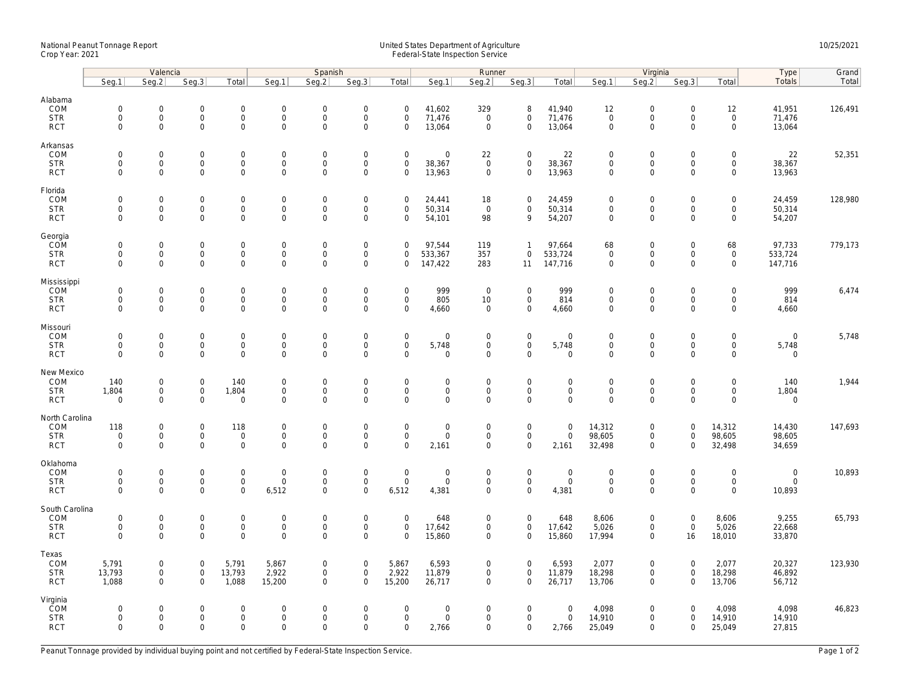National Peanut Tonnage Report
Crop Year: 2021

United States Department of Agriculture
Federal-State Inspection Service

10/25/2021

| | Valencia | | | | Spanish | | | | Runner | | | | Virginia | | | | Type | Grand |
|---|---|---|---|---|---|---|---|---|---|---|---|---|---|---|---|---|---|---|
| | Seg.1 | Seg.2 | Seg.3 | Total | Seg.1 | Seg.2 | Seg.3 | Total | Seg.1 | Seg.2 | Seg.3 | Total | Seg.1 | Seg.2 | Seg.3 | Total | Totals | Total |
| **Alabama** | | | | | | | | | | | | | | | | | | |
| COM | 0 | 0 | 0 | 0 | 0 | 0 | 0 | 0 | 41,602 | 329 | 8 | 41,940 | 12 | 0 | 0 | 12 | 41,951 | 126,491 |
| STR | 0 | 0 | 0 | 0 | 0 | 0 | 0 | 0 | 71,476 | 0 | 0 | 71,476 | 0 | 0 | 0 | 0 | 71,476 | |
| RCT | 0 | 0 | 0 | 0 | 0 | 0 | 0 | 0 | 13,064 | 0 | 0 | 13,064 | 0 | 0 | 0 | 0 | 13,064 | |
| **Arkansas** | | | | | | | | | | | | | | | | | | |
| COM | 0 | 0 | 0 | 0 | 0 | 0 | 0 | 0 | 0 | 22 | 0 | 22 | 0 | 0 | 0 | 0 | 22 | 52,351 |
| STR | 0 | 0 | 0 | 0 | 0 | 0 | 0 | 0 | 38,367 | 0 | 0 | 38,367 | 0 | 0 | 0 | 0 | 38,367 | |
| RCT | 0 | 0 | 0 | 0 | 0 | 0 | 0 | 0 | 13,963 | 0 | 0 | 13,963 | 0 | 0 | 0 | 0 | 13,963 | |
| **Florida** | | | | | | | | | | | | | | | | | | |
| COM | 0 | 0 | 0 | 0 | 0 | 0 | 0 | 0 | 24,441 | 18 | 0 | 24,459 | 0 | 0 | 0 | 0 | 24,459 | 128,980 |
| STR | 0 | 0 | 0 | 0 | 0 | 0 | 0 | 0 | 50,314 | 0 | 0 | 50,314 | 0 | 0 | 0 | 0 | 50,314 | |
| RCT | 0 | 0 | 0 | 0 | 0 | 0 | 0 | 0 | 54,101 | 98 | 9 | 54,207 | 0 | 0 | 0 | 0 | 54,207 | |
| **Georgia** | | | | | | | | | | | | | | | | | | |
| COM | 0 | 0 | 0 | 0 | 0 | 0 | 0 | 0 | 97,544 | 119 | 1 | 97,664 | 68 | 0 | 0 | 68 | 97,733 | 779,173 |
| STR | 0 | 0 | 0 | 0 | 0 | 0 | 0 | 0 | 533,367 | 357 | 0 | 533,724 | 0 | 0 | 0 | 0 | 533,724 | |
| RCT | 0 | 0 | 0 | 0 | 0 | 0 | 0 | 0 | 147,422 | 283 | 11 | 147,716 | 0 | 0 | 0 | 0 | 147,716 | |
| **Mississippi** | | | | | | | | | | | | | | | | | | |
| COM | 0 | 0 | 0 | 0 | 0 | 0 | 0 | 0 | 999 | 0 | 0 | 999 | 0 | 0 | 0 | 0 | 999 | 6,474 |
| STR | 0 | 0 | 0 | 0 | 0 | 0 | 0 | 0 | 805 | 10 | 0 | 814 | 0 | 0 | 0 | 0 | 814 | |
| RCT | 0 | 0 | 0 | 0 | 0 | 0 | 0 | 0 | 4,660 | 0 | 0 | 4,660 | 0 | 0 | 0 | 0 | 4,660 | |
| **Missouri** | | | | | | | | | | | | | | | | | | |
| COM | 0 | 0 | 0 | 0 | 0 | 0 | 0 | 0 | 0 | 0 | 0 | 0 | 0 | 0 | 0 | 0 | 0 | 5,748 |
| STR | 0 | 0 | 0 | 0 | 0 | 0 | 0 | 0 | 5,748 | 0 | 0 | 5,748 | 0 | 0 | 0 | 0 | 5,748 | |
| RCT | 0 | 0 | 0 | 0 | 0 | 0 | 0 | 0 | 0 | 0 | 0 | 0 | 0 | 0 | 0 | 0 | 0 | |
| **New Mexico** | | | | | | | | | | | | | | | | | | |
| COM | 140 | 0 | 0 | 140 | 0 | 0 | 0 | 0 | 0 | 0 | 0 | 0 | 0 | 0 | 0 | 0 | 140 | 1,944 |
| STR | 1,804 | 0 | 0 | 1,804 | 0 | 0 | 0 | 0 | 0 | 0 | 0 | 0 | 0 | 0 | 0 | 0 | 1,804 | |
| RCT | 0 | 0 | 0 | 0 | 0 | 0 | 0 | 0 | 0 | 0 | 0 | 0 | 0 | 0 | 0 | 0 | 0 | |
| **North Carolina** | | | | | | | | | | | | | | | | | | |
| COM | 118 | 0 | 0 | 118 | 0 | 0 | 0 | 0 | 0 | 0 | 0 | 0 | 14,312 | 0 | 0 | 14,312 | 14,430 | 147,693 |
| STR | 0 | 0 | 0 | 0 | 0 | 0 | 0 | 0 | 0 | 0 | 0 | 0 | 98,605 | 0 | 0 | 98,605 | 98,605 | |
| RCT | 0 | 0 | 0 | 0 | 0 | 0 | 0 | 0 | 2,161 | 0 | 0 | 2,161 | 32,498 | 0 | 0 | 32,498 | 34,659 | |
| **Oklahoma** | | | | | | | | | | | | | | | | | | |
| COM | 0 | 0 | 0 | 0 | 0 | 0 | 0 | 0 | 0 | 0 | 0 | 0 | 0 | 0 | 0 | 0 | 0 | 10,893 |
| STR | 0 | 0 | 0 | 0 | 0 | 0 | 0 | 0 | 0 | 0 | 0 | 0 | 0 | 0 | 0 | 0 | 0 | |
| RCT | 0 | 0 | 0 | 0 | 6,512 | 0 | 0 | 6,512 | 4,381 | 0 | 0 | 4,381 | 0 | 0 | 0 | 0 | 10,893 | |
| **South Carolina** | | | | | | | | | | | | | | | | | | |
| COM | 0 | 0 | 0 | 0 | 0 | 0 | 0 | 0 | 648 | 0 | 0 | 648 | 8,606 | 0 | 0 | 8,606 | 9,255 | 65,793 |
| STR | 0 | 0 | 0 | 0 | 0 | 0 | 0 | 0 | 17,642 | 0 | 0 | 17,642 | 5,026 | 0 | 0 | 5,026 | 22,668 | |
| RCT | 0 | 0 | 0 | 0 | 0 | 0 | 0 | 0 | 15,860 | 0 | 0 | 15,860 | 17,994 | 0 | 16 | 18,010 | 33,870 | |
| **Texas** | | | | | | | | | | | | | | | | | | |
| COM | 5,791 | 0 | 0 | 5,791 | 5,867 | 0 | 0 | 5,867 | 6,593 | 0 | 0 | 6,593 | 2,077 | 0 | 0 | 2,077 | 20,327 | 123,930 |
| STR | 13,793 | 0 | 0 | 13,793 | 2,922 | 0 | 0 | 2,922 | 11,879 | 0 | 0 | 11,879 | 18,298 | 0 | 0 | 18,298 | 46,892 | |
| RCT | 1,088 | 0 | 0 | 1,088 | 15,200 | 0 | 0 | 15,200 | 26,717 | 0 | 0 | 26,717 | 13,706 | 0 | 0 | 13,706 | 56,712 | |
| **Virginia** | | | | | | | | | | | | | | | | | | |
| COM | 0 | 0 | 0 | 0 | 0 | 0 | 0 | 0 | 0 | 0 | 0 | 0 | 4,098 | 0 | 0 | 4,098 | 4,098 | 46,823 |
| STR | 0 | 0 | 0 | 0 | 0 | 0 | 0 | 0 | 0 | 0 | 0 | 0 | 14,910 | 0 | 0 | 14,910 | 14,910 | |
| RCT | 0 | 0 | 0 | 0 | 0 | 0 | 0 | 0 | 2,766 | 0 | 0 | 2,766 | 25,049 | 0 | 0 | 25,049 | 27,815 | |

Peanut Tonnage provided by individual buying point and not certified by Federal-State Inspection Service.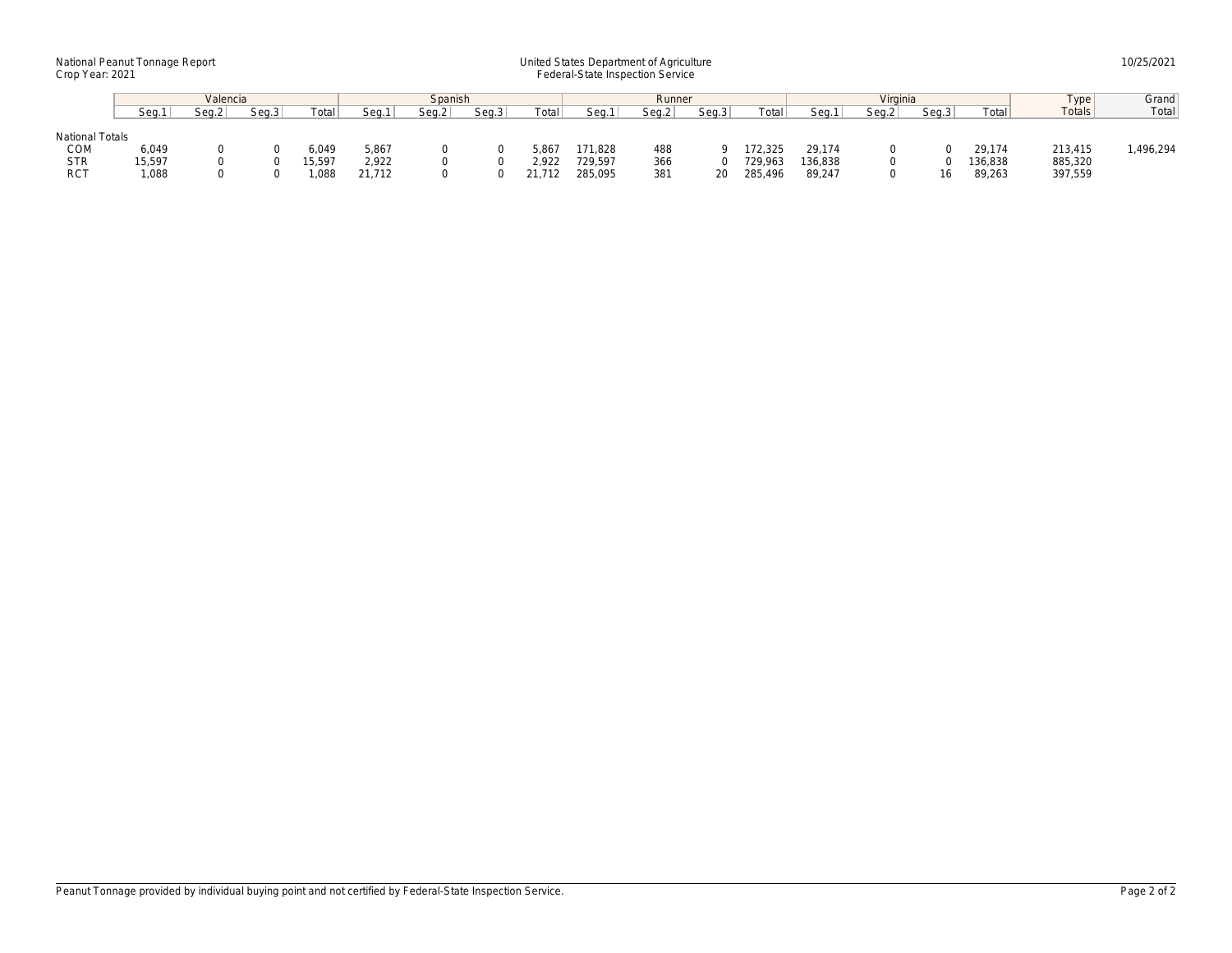National Peanut Tonnage Report
Crop Year: 2021

United States Department of Agriculture
Federal-State Inspection Service

10/25/2021

| | Valencia | | | | Spanish | | | | Runner | | | | Virginia | | | | Type | Grand |
|---|---|---|---|---|---|---|---|---|---|---|---|---|---|---|---|---|---|---|
| | Seg.1 | Seg.2 | Seg.3 | Total | Seg.1 | Seg.2 | Seg.3 | Total | Seg.1 | Seg.2 | Seg.3 | Total | Seg.1 | Seg.2 | Seg.3 | Total | Totals | Total |
| National Totals | | | | | | | | | | | | | | | | | | |
| COM | 6,049 | 0 | 0 | 6,049 | 5,867 | 0 | 0 | 5,867 | 171,828 | 488 | 9 | 172,325 | 29,174 | 0 | 0 | 29,174 | 213,415 | 1,496,294 |
| STR | 15,597 | 0 | 0 | 15,597 | 2,922 | 0 | 0 | 2,922 | 729,597 | 366 | 0 | 729,963 | 136,838 | 0 | 0 | 136,838 | 885,320 | |
| RCT | 1,088 | 0 | 0 | 1,088 | 21,712 | 0 | 0 | 21,712 | 285,095 | 381 | 20 | 285,496 | 89,247 | 0 | 16 | 89,263 | 397,559 | |

Peanut Tonnage provided by individual buying point and not certified by Federal-State Inspection Service.